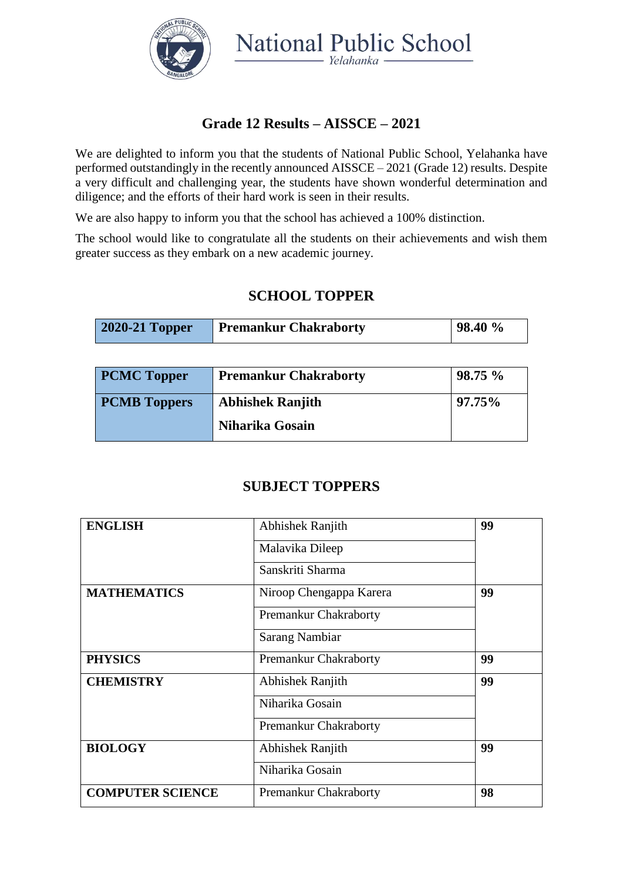# National Public School
*Yelahanka*

## Grade 12 Results – AISSCE – 2021

We are delighted to inform you that the students of National Public School, Yelahanka have performed outstandingly in the recently announced AISSCE – 2021 (Grade 12) results. Despite a very difficult and challenging year, the students have shown wonderful determination and diligence; and the efforts of their hard work is seen in their results.

We are also happy to inform you that the school has achieved a 100% distinction.

The school would like to congratulate all the students on their achievements and wish them greater success as they embark on a new academic journey.

## SCHOOL TOPPER

| **2020-21 Topper** | **Premankur Chakraborty** | **98.40 %** |
|---|---|---|

| **PCMC Topper** | **Premankur Chakraborty** | **98.75 %** |
|---|---|---|
| **PCMB Toppers** | **Abhishek Ranjith**<br>**Niharika Gosain** | **97.75%** |

## SUBJECT TOPPERS

| Subject | Name | Score |
|---|---|---|
| **ENGLISH** | Abhishek Ranjith | **99** |
| | Malavika Dileep | |
| | Sanskriti Sharma | |
| **MATHEMATICS** | Niroop Chengappa Karera | **99** |
| | Premankur Chakraborty | |
| | Sarang Nambiar | |
| **PHYSICS** | Premankur Chakraborty | **99** |
| **CHEMISTRY** | Abhishek Ranjith | **99** |
| | Niharika Gosain | |
| | Premankur Chakraborty | |
| **BIOLOGY** | Abhishek Ranjith | **99** |
| | Niharika Gosain | |
| **COMPUTER SCIENCE** | Premankur Chakraborty | **98** |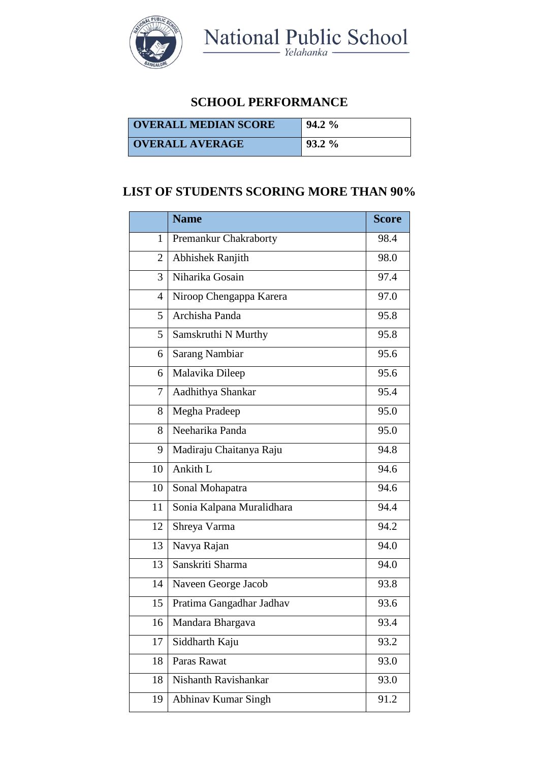# National Public School
*Yelahanka*

## SCHOOL PERFORMANCE

| | |
|---|---|
| **OVERALL MEDIAN SCORE** | **94.2 %** |
| **OVERALL AVERAGE** | **93.2 %** |

## LIST OF STUDENTS SCORING MORE THAN 90%

| | Name | Score |
|---|---|---|
| 1 | Premankur Chakraborty | 98.4 |
| 2 | Abhishek Ranjith | 98.0 |
| 3 | Niharika Gosain | 97.4 |
| 4 | Niroop Chengappa Karera | 97.0 |
| 5 | Archisha Panda | 95.8 |
| 5 | Samskruthi N Murthy | 95.8 |
| 6 | Sarang Nambiar | 95.6 |
| 6 | Malavika Dileep | 95.6 |
| 7 | Aadhithya Shankar | 95.4 |
| 8 | Megha Pradeep | 95.0 |
| 8 | Neeharika Panda | 95.0 |
| 9 | Madiraju Chaitanya Raju | 94.8 |
| 10 | Ankith L | 94.6 |
| 10 | Sonal Mohapatra | 94.6 |
| 11 | Sonia Kalpana Muralidhara | 94.4 |
| 12 | Shreya Varma | 94.2 |
| 13 | Navya Rajan | 94.0 |
| 13 | Sanskriti Sharma | 94.0 |
| 14 | Naveen George Jacob | 93.8 |
| 15 | Pratima Gangadhar Jadhav | 93.6 |
| 16 | Mandara Bhargava | 93.4 |
| 17 | Siddharth Kaju | 93.2 |
| 18 | Paras Rawat | 93.0 |
| 18 | Nishanth Ravishankar | 93.0 |
| 19 | Abhinav Kumar Singh | 91.2 |